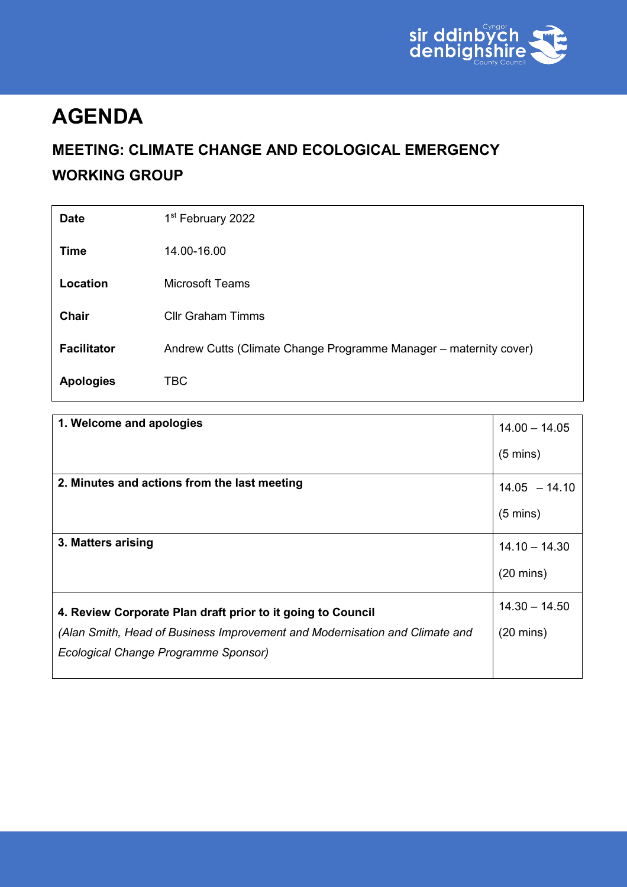# AGENDA

## MEETING: CLIMATE CHANGE AND ECOLOGICAL EMERGENCY WORKING GROUP

| | |
|---|---|
| **Date** | 1st February 2022 |
| **Time** | 14.00-16.00 |
| **Location** | Microsoft Teams |
| **Chair** | Cllr Graham Timms |
| **Facilitator** | Andrew Cutts (Climate Change Programme Manager – maternity cover) |
| **Apologies** | TBC |

| | |
|---|---|
| **1. Welcome and apologies** | 14.00 – 14.05<br>(5 mins) |
| **2. Minutes and actions from the last meeting** | 14.05 – 14.10<br>(5 mins) |
| **3. Matters arising** | 14.10 – 14.30<br>(20 mins) |
| **4. Review Corporate Plan draft prior to it going to Council**<br>*(Alan Smith, Head of Business Improvement and Modernisation and Climate and Ecological Change Programme Sponsor)* | 14.30 – 14.50<br>(20 mins) |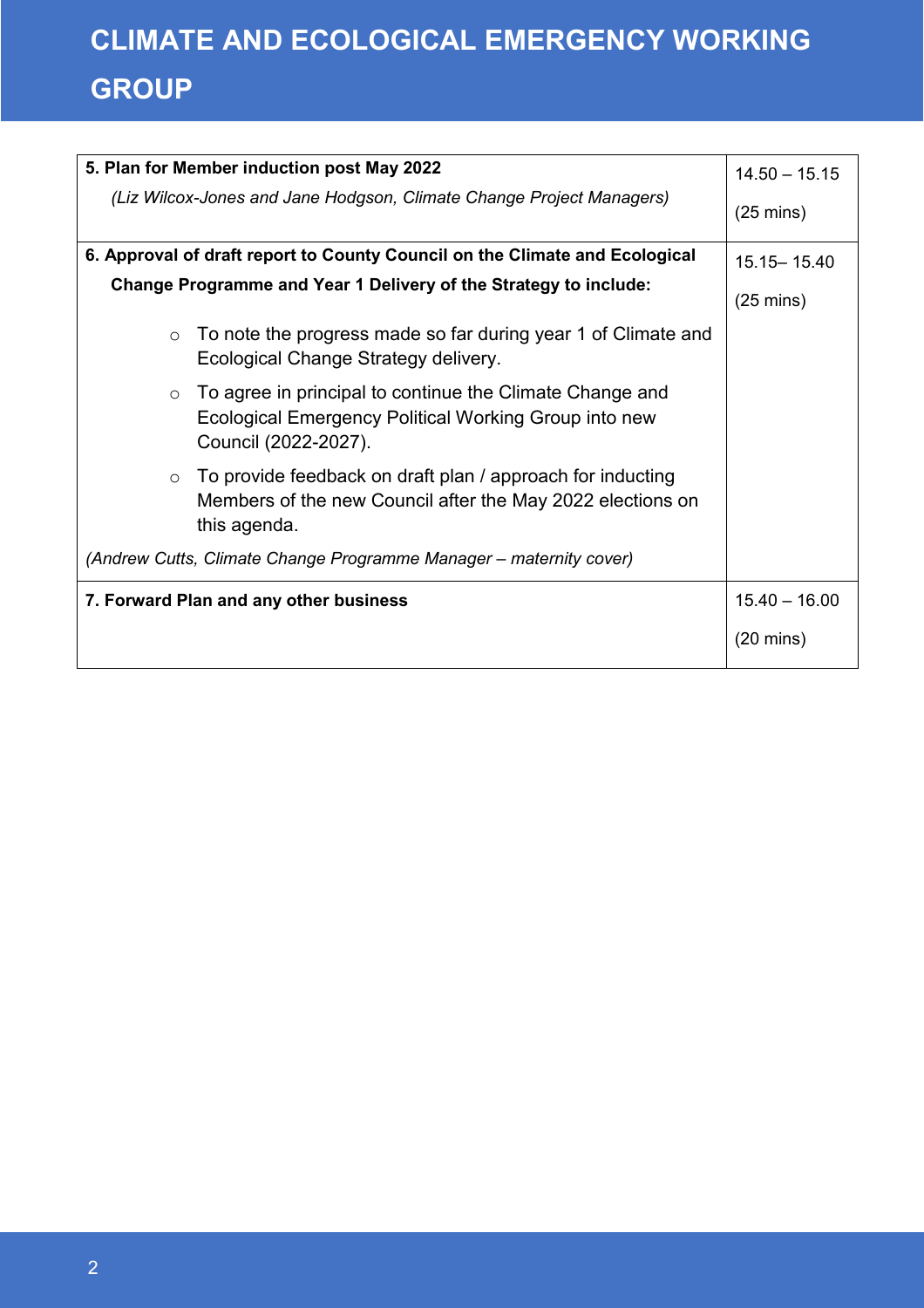| | |
|---|---|
| **5. Plan for Member induction post May 2022**<br>*(Liz Wilcox-Jones and Jane Hodgson, Climate Change Project Managers)* | 14.50 – 15.15<br>(25 mins) |
| **6. Approval of draft report to County Council on the Climate and Ecological Change Programme and Year 1 Delivery of the Strategy to include:**<br>○ To note the progress made so far during year 1 of Climate and Ecological Change Strategy delivery.<br>○ To agree in principal to continue the Climate Change and Ecological Emergency Political Working Group into new Council (2022-2027).<br>○ To provide feedback on draft plan / approach for inducting Members of the new Council after the May 2022 elections on this agenda.<br>*(Andrew Cutts, Climate Change Programme Manager – maternity cover)* | 15.15– 15.40<br>(25 mins) |
| **7. Forward Plan and any other business** | 15.40 – 16.00<br>(20 mins) |